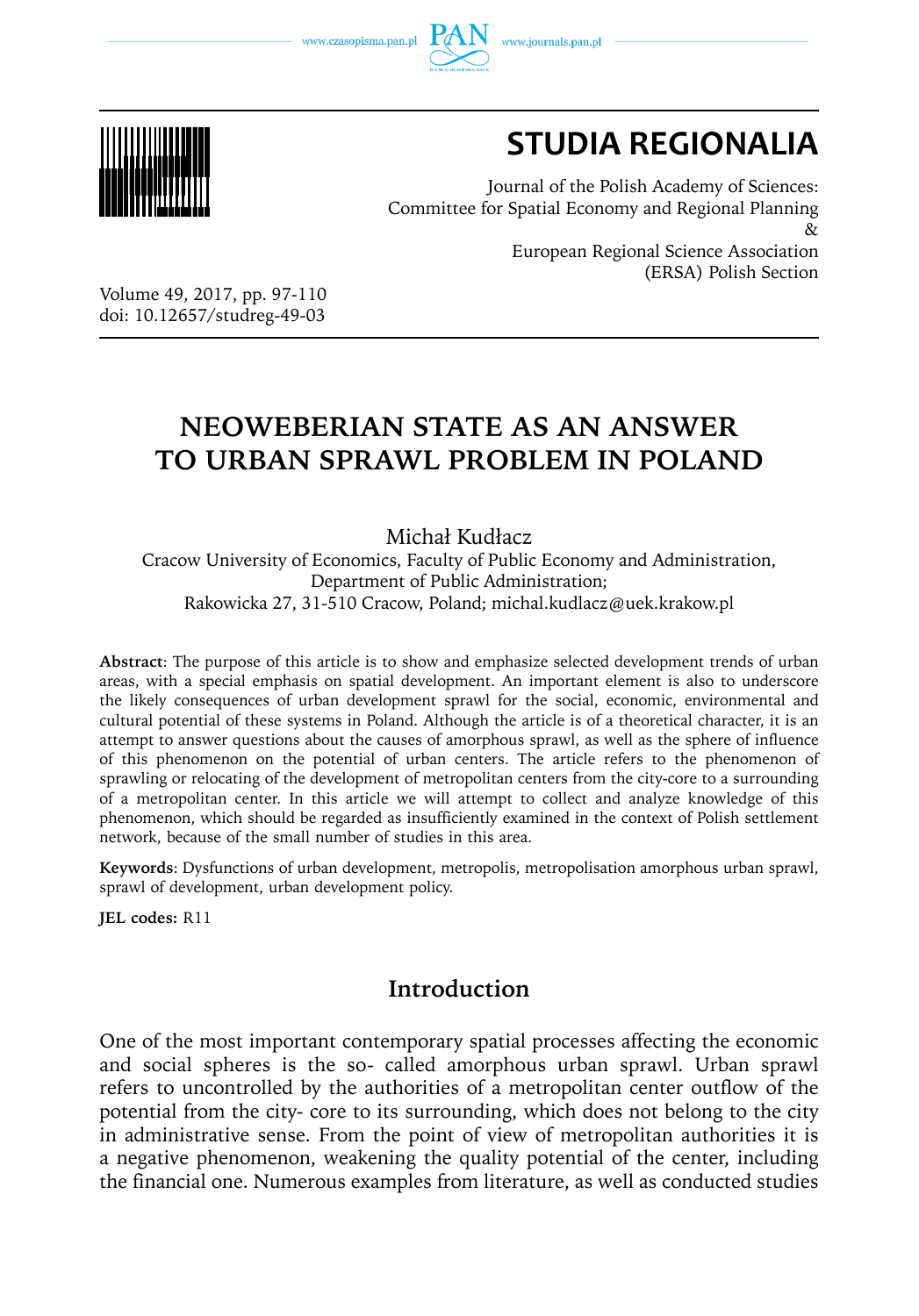# STUDIA REGIONALIA

Journal of the Polish Academy of Sciences:
Committee for Spatial Economy and Regional Planning
&
European Regional Science Association
(ERSA) Polish Section

Volume 49, 2017, pp. 97-110
doi: 10.12657/studreg-49-03

## NEOWEBERIAN STATE AS AN ANSWER TO URBAN SPRAWL PROBLEM IN POLAND

Michał Kudłacz

Cracow University of Economics, Faculty of Public Economy and Administration, Department of Public Administration;
Rakowicka 27, 31-510 Cracow, Poland; michal.kudlacz@uek.krakow.pl

**Abstract**: The purpose of this article is to show and emphasize selected development trends of urban areas, with a special emphasis on spatial development. An important element is also to underscore the likely consequences of urban development sprawl for the social, economic, environmental and cultural potential of these systems in Poland. Although the article is of a theoretical character, it is an attempt to answer questions about the causes of amorphous sprawl, as well as the sphere of influence of this phenomenon on the potential of urban centers. The article refers to the phenomenon of sprawling or relocating of the development of metropolitan centers from the city-core to a surrounding of a metropolitan center. In this article we will attempt to collect and analyze knowledge of this phenomenon, which should be regarded as insufficiently examined in the context of Polish settlement network, because of the small number of studies in this area.

**Keywords**: Dysfunctions of urban development, metropolis, metropolisation amorphous urban sprawl, sprawl of development, urban development policy.

**JEL codes:** R11

## Introduction

One of the most important contemporary spatial processes affecting the economic and social spheres is the so- called amorphous urban sprawl. Urban sprawl refers to uncontrolled by the authorities of a metropolitan center outflow of the potential from the city- core to its surrounding, which does not belong to the city in administrative sense. From the point of view of metropolitan authorities it is a negative phenomenon, weakening the quality potential of the center, including the financial one. Numerous examples from literature, as well as conducted studies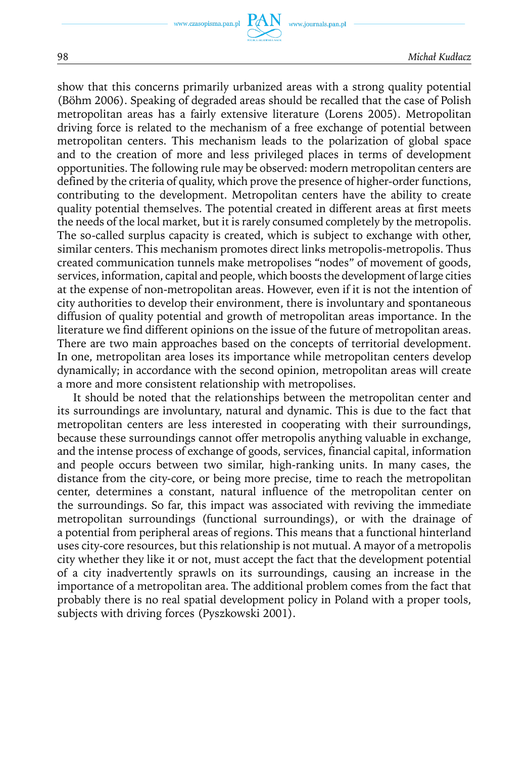show that this concerns primarily urbanized areas with a strong quality potential (Böhm 2006). Speaking of degraded areas should be recalled that the case of Polish metropolitan areas has a fairly extensive literature (Lorens 2005). Metropolitan driving force is related to the mechanism of a free exchange of potential between metropolitan centers. This mechanism leads to the polarization of global space and to the creation of more and less privileged places in terms of development opportunities. The following rule may be observed: modern metropolitan centers are defined by the criteria of quality, which prove the presence of higher-order functions, contributing to the development. Metropolitan centers have the ability to create quality potential themselves. The potential created in different areas at first meets the needs of the local market, but it is rarely consumed completely by the metropolis. The so-called surplus capacity is created, which is subject to exchange with other, similar centers. This mechanism promotes direct links metropolis-metropolis. Thus created communication tunnels make metropolises "nodes" of movement of goods, services, information, capital and people, which boosts the development of large cities at the expense of non-metropolitan areas. However, even if it is not the intention of city authorities to develop their environment, there is involuntary and spontaneous diffusion of quality potential and growth of metropolitan areas importance. In the literature we find different opinions on the issue of the future of metropolitan areas. There are two main approaches based on the concepts of territorial development. In one, metropolitan area loses its importance while metropolitan centers develop dynamically; in accordance with the second opinion, metropolitan areas will create a more and more consistent relationship with metropolises.

It should be noted that the relationships between the metropolitan center and its surroundings are involuntary, natural and dynamic. This is due to the fact that metropolitan centers are less interested in cooperating with their surroundings, because these surroundings cannot offer metropolis anything valuable in exchange, and the intense process of exchange of goods, services, financial capital, information and people occurs between two similar, high-ranking units. In many cases, the distance from the city-core, or being more precise, time to reach the metropolitan center, determines a constant, natural influence of the metropolitan center on the surroundings. So far, this impact was associated with reviving the immediate metropolitan surroundings (functional surroundings), or with the drainage of a potential from peripheral areas of regions. This means that a functional hinterland uses city-core resources, but this relationship is not mutual. A mayor of a metropolis city whether they like it or not, must accept the fact that the development potential of a city inadvertently sprawls on its surroundings, causing an increase in the importance of a metropolitan area. The additional problem comes from the fact that probably there is no real spatial development policy in Poland with a proper tools, subjects with driving forces (Pyszkowski 2001).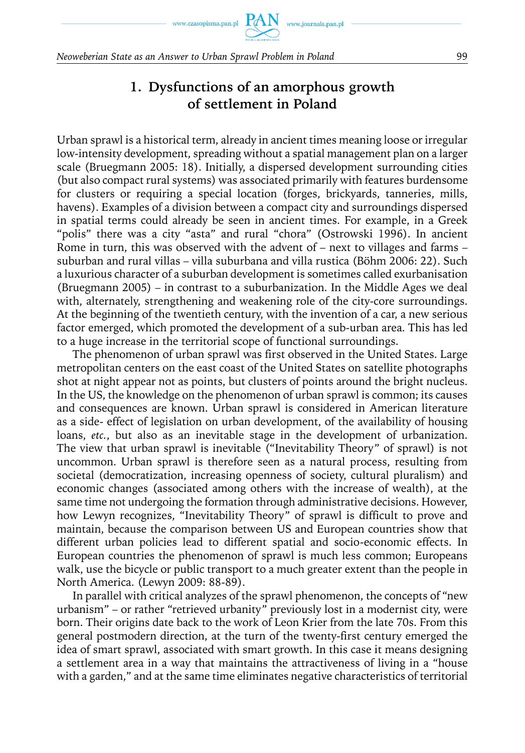## 1. Dysfunctions of an amorphous growth of settlement in Poland

Urban sprawl is a historical term, already in ancient times meaning loose or irregular low-intensity development, spreading without a spatial management plan on a larger scale (Bruegmann 2005: 18). Initially, a dispersed development surrounding cities (but also compact rural systems) was associated primarily with features burdensome for clusters or requiring a special location (forges, brickyards, tanneries, mills, havens). Examples of a division between a compact city and surroundings dispersed in spatial terms could already be seen in ancient times. For example, in a Greek "polis" there was a city "asta" and rural "chora" (Ostrowski 1996). In ancient Rome in turn, this was observed with the advent of – next to villages and farms – suburban and rural villas – villa suburbana and villa rustica (Böhm 2006: 22). Such a luxurious character of a suburban development is sometimes called exurbanisation (Bruegmann 2005) – in contrast to a suburbanization. In the Middle Ages we deal with, alternately, strengthening and weakening role of the city-core surroundings. At the beginning of the twentieth century, with the invention of a car, a new serious factor emerged, which promoted the development of a sub-urban area. This has led to a huge increase in the territorial scope of functional surroundings.

The phenomenon of urban sprawl was first observed in the United States. Large metropolitan centers on the east coast of the United States on satellite photographs shot at night appear not as points, but clusters of points around the bright nucleus. In the US, the knowledge on the phenomenon of urban sprawl is common; its causes and consequences are known. Urban sprawl is considered in American literature as a side- effect of legislation on urban development, of the availability of housing loans, *etc.*, but also as an inevitable stage in the development of urbanization. The view that urban sprawl is inevitable ("Inevitability Theory" of sprawl) is not uncommon. Urban sprawl is therefore seen as a natural process, resulting from societal (democratization, increasing openness of society, cultural pluralism) and economic changes (associated among others with the increase of wealth), at the same time not undergoing the formation through administrative decisions. However, how Lewyn recognizes, "Inevitability Theory" of sprawl is difficult to prove and maintain, because the comparison between US and European countries show that different urban policies lead to different spatial and socio-economic effects. In European countries the phenomenon of sprawl is much less common; Europeans walk, use the bicycle or public transport to a much greater extent than the people in North America. (Lewyn 2009: 88-89).

In parallel with critical analyzes of the sprawl phenomenon, the concepts of "new urbanism" – or rather "retrieved urbanity" previously lost in a modernist city, were born. Their origins date back to the work of Leon Krier from the late 70s. From this general postmodern direction, at the turn of the twenty-first century emerged the idea of smart sprawl, associated with smart growth. In this case it means designing a settlement area in a way that maintains the attractiveness of living in a "house with a garden," and at the same time eliminates negative characteristics of territorial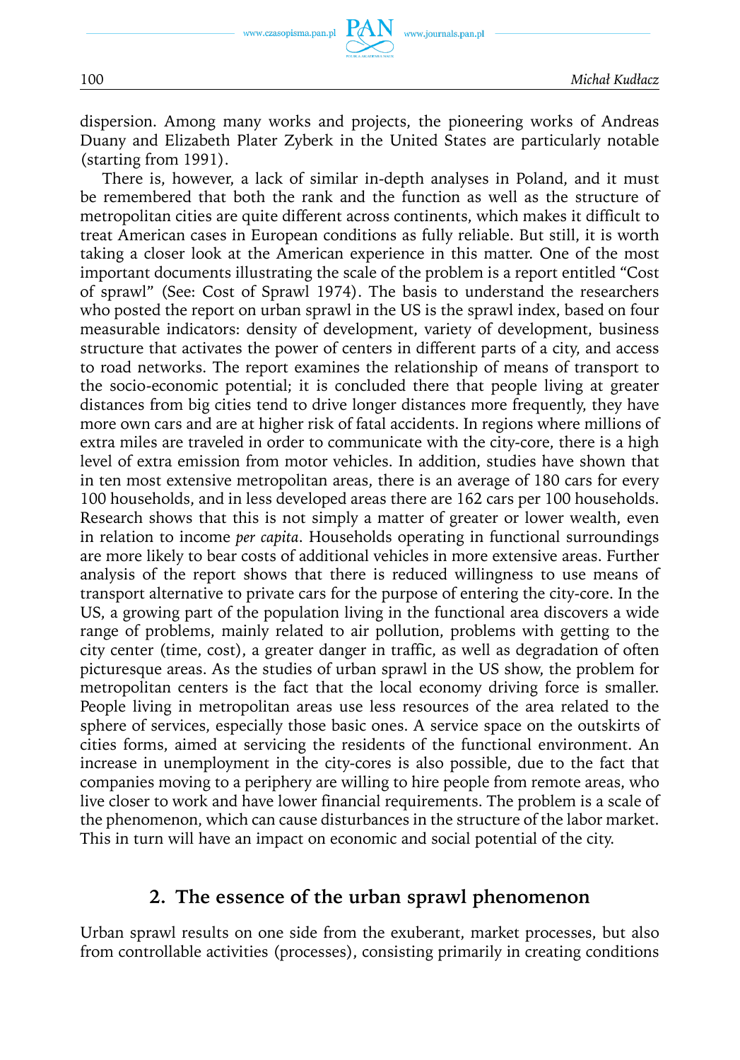dispersion. Among many works and projects, the pioneering works of Andreas Duany and Elizabeth Plater Zyberk in the United States are particularly notable (starting from 1991).

There is, however, a lack of similar in-depth analyses in Poland, and it must be remembered that both the rank and the function as well as the structure of metropolitan cities are quite different across continents, which makes it difficult to treat American cases in European conditions as fully reliable. But still, it is worth taking a closer look at the American experience in this matter. One of the most important documents illustrating the scale of the problem is a report entitled "Cost of sprawl" (See: Cost of Sprawl 1974). The basis to understand the researchers who posted the report on urban sprawl in the US is the sprawl index, based on four measurable indicators: density of development, variety of development, business structure that activates the power of centers in different parts of a city, and access to road networks. The report examines the relationship of means of transport to the socio-economic potential; it is concluded there that people living at greater distances from big cities tend to drive longer distances more frequently, they have more own cars and are at higher risk of fatal accidents. In regions where millions of extra miles are traveled in order to communicate with the city-core, there is a high level of extra emission from motor vehicles. In addition, studies have shown that in ten most extensive metropolitan areas, there is an average of 180 cars for every 100 households, and in less developed areas there are 162 cars per 100 households. Research shows that this is not simply a matter of greater or lower wealth, even in relation to income *per capita*. Households operating in functional surroundings are more likely to bear costs of additional vehicles in more extensive areas. Further analysis of the report shows that there is reduced willingness to use means of transport alternative to private cars for the purpose of entering the city-core. In the US, a growing part of the population living in the functional area discovers a wide range of problems, mainly related to air pollution, problems with getting to the city center (time, cost), a greater danger in traffic, as well as degradation of often picturesque areas. As the studies of urban sprawl in the US show, the problem for metropolitan centers is the fact that the local economy driving force is smaller. People living in metropolitan areas use less resources of the area related to the sphere of services, especially those basic ones. A service space on the outskirts of cities forms, aimed at servicing the residents of the functional environment. An increase in unemployment in the city-cores is also possible, due to the fact that companies moving to a periphery are willing to hire people from remote areas, who live closer to work and have lower financial requirements. The problem is a scale of the phenomenon, which can cause disturbances in the structure of the labor market. This in turn will have an impact on economic and social potential of the city.

## 2. The essence of the urban sprawl phenomenon

Urban sprawl results on one side from the exuberant, market processes, but also from controllable activities (processes), consisting primarily in creating conditions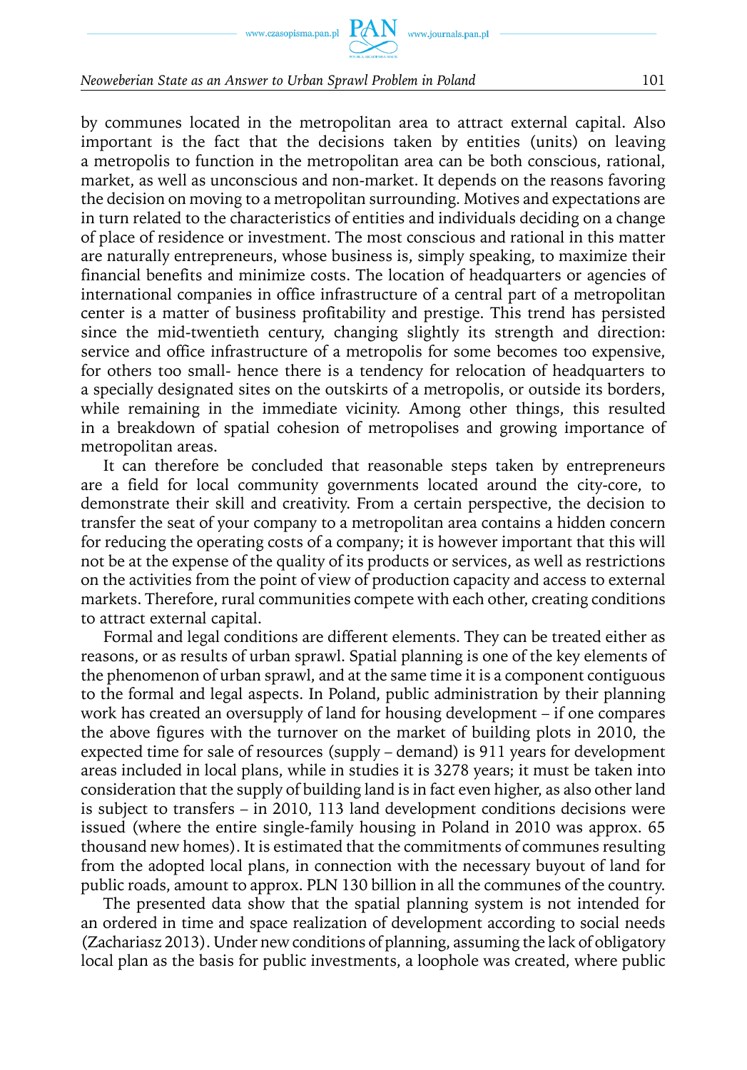by communes located in the metropolitan area to attract external capital. Also important is the fact that the decisions taken by entities (units) on leaving a metropolis to function in the metropolitan area can be both conscious, rational, market, as well as unconscious and non-market. It depends on the reasons favoring the decision on moving to a metropolitan surrounding. Motives and expectations are in turn related to the characteristics of entities and individuals deciding on a change of place of residence or investment. The most conscious and rational in this matter are naturally entrepreneurs, whose business is, simply speaking, to maximize their financial benefits and minimize costs. The location of headquarters or agencies of international companies in office infrastructure of a central part of a metropolitan center is a matter of business profitability and prestige. This trend has persisted since the mid-twentieth century, changing slightly its strength and direction: service and office infrastructure of a metropolis for some becomes too expensive, for others too small- hence there is a tendency for relocation of headquarters to a specially designated sites on the outskirts of a metropolis, or outside its borders, while remaining in the immediate vicinity. Among other things, this resulted in a breakdown of spatial cohesion of metropolises and growing importance of metropolitan areas.

It can therefore be concluded that reasonable steps taken by entrepreneurs are a field for local community governments located around the city-core, to demonstrate their skill and creativity. From a certain perspective, the decision to transfer the seat of your company to a metropolitan area contains a hidden concern for reducing the operating costs of a company; it is however important that this will not be at the expense of the quality of its products or services, as well as restrictions on the activities from the point of view of production capacity and access to external markets. Therefore, rural communities compete with each other, creating conditions to attract external capital.

Formal and legal conditions are different elements. They can be treated either as reasons, or as results of urban sprawl. Spatial planning is one of the key elements of the phenomenon of urban sprawl, and at the same time it is a component contiguous to the formal and legal aspects. In Poland, public administration by their planning work has created an oversupply of land for housing development – if one compares the above figures with the turnover on the market of building plots in 2010, the expected time for sale of resources (supply – demand) is 911 years for development areas included in local plans, while in studies it is 3278 years; it must be taken into consideration that the supply of building land is in fact even higher, as also other land is subject to transfers – in 2010, 113 land development conditions decisions were issued (where the entire single-family housing in Poland in 2010 was approx. 65 thousand new homes). It is estimated that the commitments of communes resulting from the adopted local plans, in connection with the necessary buyout of land for public roads, amount to approx. PLN 130 billion in all the communes of the country.

The presented data show that the spatial planning system is not intended for an ordered in time and space realization of development according to social needs (Zachariasz 2013). Under new conditions of planning, assuming the lack of obligatory local plan as the basis for public investments, a loophole was created, where public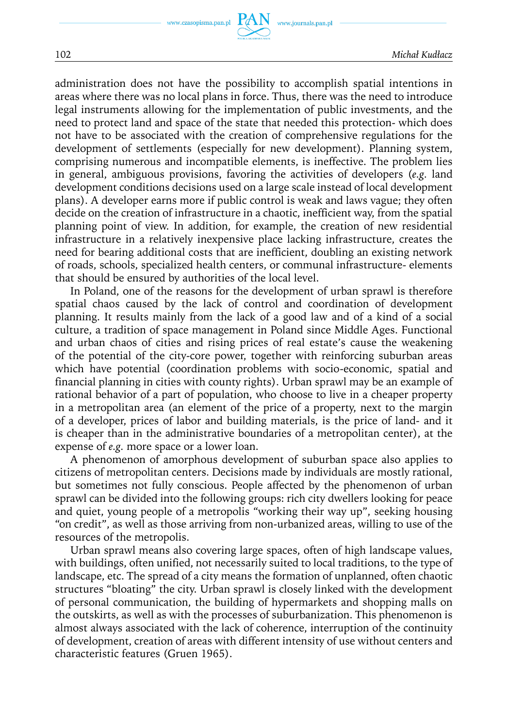administration does not have the possibility to accomplish spatial intentions in areas where there was no local plans in force. Thus, there was the need to introduce legal instruments allowing for the implementation of public investments, and the need to protect land and space of the state that needed this protection- which does not have to be associated with the creation of comprehensive regulations for the development of settlements (especially for new development). Planning system, comprising numerous and incompatible elements, is ineffective. The problem lies in general, ambiguous provisions, favoring the activities of developers (*e.g.* land development conditions decisions used on a large scale instead of local development plans). A developer earns more if public control is weak and laws vague; they often decide on the creation of infrastructure in a chaotic, inefficient way, from the spatial planning point of view. In addition, for example, the creation of new residential infrastructure in a relatively inexpensive place lacking infrastructure, creates the need for bearing additional costs that are inefficient, doubling an existing network of roads, schools, specialized health centers, or communal infrastructure- elements that should be ensured by authorities of the local level.

In Poland, one of the reasons for the development of urban sprawl is therefore spatial chaos caused by the lack of control and coordination of development planning. It results mainly from the lack of a good law and of a kind of a social culture, a tradition of space management in Poland since Middle Ages. Functional and urban chaos of cities and rising prices of real estate's cause the weakening of the potential of the city-core power, together with reinforcing suburban areas which have potential (coordination problems with socio-economic, spatial and financial planning in cities with county rights). Urban sprawl may be an example of rational behavior of a part of population, who choose to live in a cheaper property in a metropolitan area (an element of the price of a property, next to the margin of a developer, prices of labor and building materials, is the price of land- and it is cheaper than in the administrative boundaries of a metropolitan center), at the expense of *e.g.* more space or a lower loan.

A phenomenon of amorphous development of suburban space also applies to citizens of metropolitan centers. Decisions made by individuals are mostly rational, but sometimes not fully conscious. People affected by the phenomenon of urban sprawl can be divided into the following groups: rich city dwellers looking for peace and quiet, young people of a metropolis "working their way up", seeking housing "on credit", as well as those arriving from non-urbanized areas, willing to use of the resources of the metropolis.

Urban sprawl means also covering large spaces, often of high landscape values, with buildings, often unified, not necessarily suited to local traditions, to the type of landscape, etc. The spread of a city means the formation of unplanned, often chaotic structures "bloating" the city. Urban sprawl is closely linked with the development of personal communication, the building of hypermarkets and shopping malls on the outskirts, as well as with the processes of suburbanization. This phenomenon is almost always associated with the lack of coherence, interruption of the continuity of development, creation of areas with different intensity of use without centers and characteristic features (Gruen 1965).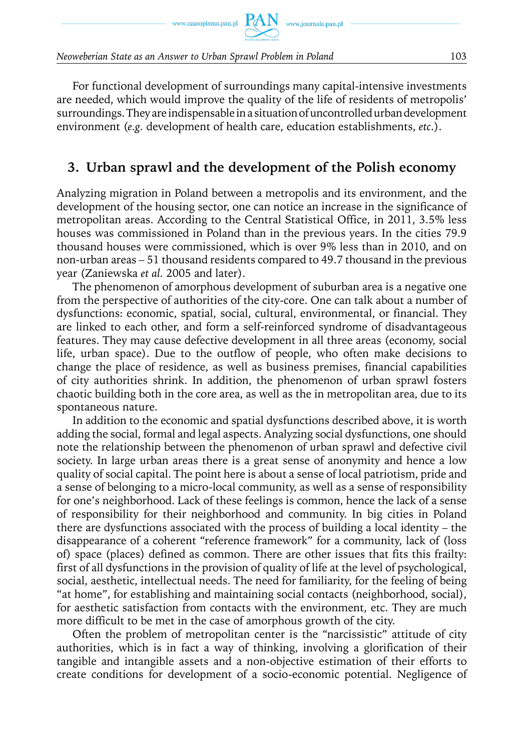For functional development of surroundings many capital-intensive investments are needed, which would improve the quality of the life of residents of metropolis' surroundings. They are indispensable in a situation of uncontrolled urban development environment (*e.g.* development of health care, education establishments, *etc.*).

## 3. Urban sprawl and the development of the Polish economy

Analyzing migration in Poland between a metropolis and its environment, and the development of the housing sector, one can notice an increase in the significance of metropolitan areas. According to the Central Statistical Office, in 2011, 3.5% less houses was commissioned in Poland than in the previous years. In the cities 79.9 thousand houses were commissioned, which is over 9% less than in 2010, and on non-urban areas – 51 thousand residents compared to 49.7 thousand in the previous year (Zaniewska *et al.* 2005 and later).

The phenomenon of amorphous development of suburban area is a negative one from the perspective of authorities of the city-core. One can talk about a number of dysfunctions: economic, spatial, social, cultural, environmental, or financial. They are linked to each other, and form a self-reinforced syndrome of disadvantageous features. They may cause defective development in all three areas (economy, social life, urban space). Due to the outflow of people, who often make decisions to change the place of residence, as well as business premises, financial capabilities of city authorities shrink. In addition, the phenomenon of urban sprawl fosters chaotic building both in the core area, as well as the in metropolitan area, due to its spontaneous nature.

In addition to the economic and spatial dysfunctions described above, it is worth adding the social, formal and legal aspects. Analyzing social dysfunctions, one should note the relationship between the phenomenon of urban sprawl and defective civil society. In large urban areas there is a great sense of anonymity and hence a low quality of social capital. The point here is about a sense of local patriotism, pride and a sense of belonging to a micro-local community, as well as a sense of responsibility for one's neighborhood. Lack of these feelings is common, hence the lack of a sense of responsibility for their neighborhood and community. In big cities in Poland there are dysfunctions associated with the process of building a local identity – the disappearance of a coherent "reference framework" for a community, lack of (loss of) space (places) defined as common. There are other issues that fits this frailty: first of all dysfunctions in the provision of quality of life at the level of psychological, social, aesthetic, intellectual needs. The need for familiarity, for the feeling of being "at home", for establishing and maintaining social contacts (neighborhood, social), for aesthetic satisfaction from contacts with the environment, etc. They are much more difficult to be met in the case of amorphous growth of the city.

Often the problem of metropolitan center is the "narcissistic" attitude of city authorities, which is in fact a way of thinking, involving a glorification of their tangible and intangible assets and a non-objective estimation of their efforts to create conditions for development of a socio-economic potential. Negligence of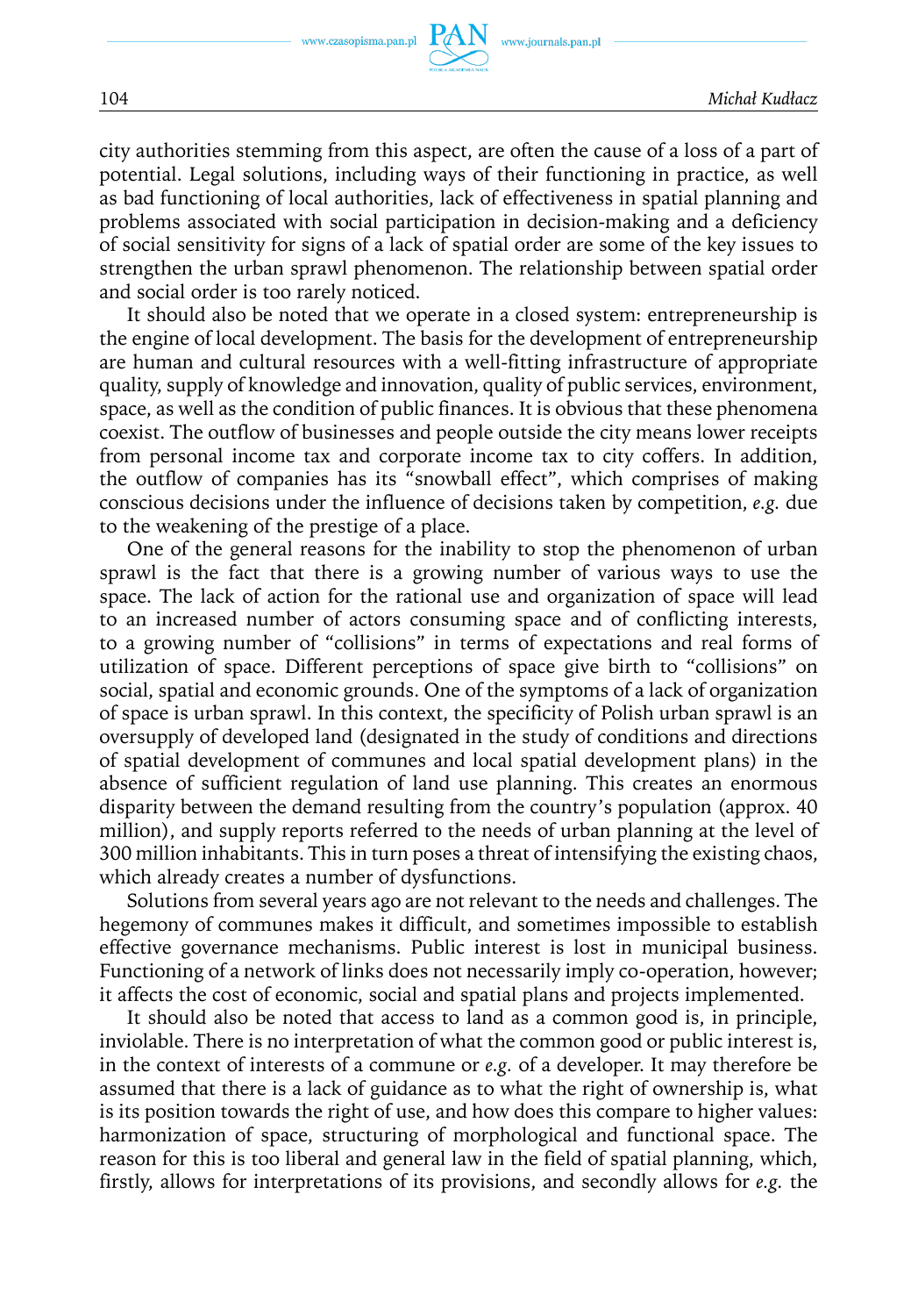city authorities stemming from this aspect, are often the cause of a loss of a part of potential. Legal solutions, including ways of their functioning in practice, as well as bad functioning of local authorities, lack of effectiveness in spatial planning and problems associated with social participation in decision-making and a deficiency of social sensitivity for signs of a lack of spatial order are some of the key issues to strengthen the urban sprawl phenomenon. The relationship between spatial order and social order is too rarely noticed.

It should also be noted that we operate in a closed system: entrepreneurship is the engine of local development. The basis for the development of entrepreneurship are human and cultural resources with a well-fitting infrastructure of appropriate quality, supply of knowledge and innovation, quality of public services, environment, space, as well as the condition of public finances. It is obvious that these phenomena coexist. The outflow of businesses and people outside the city means lower receipts from personal income tax and corporate income tax to city coffers. In addition, the outflow of companies has its "snowball effect", which comprises of making conscious decisions under the influence of decisions taken by competition, *e.g.* due to the weakening of the prestige of a place.

One of the general reasons for the inability to stop the phenomenon of urban sprawl is the fact that there is a growing number of various ways to use the space. The lack of action for the rational use and organization of space will lead to an increased number of actors consuming space and of conflicting interests, to a growing number of "collisions" in terms of expectations and real forms of utilization of space. Different perceptions of space give birth to "collisions" on social, spatial and economic grounds. One of the symptoms of a lack of organization of space is urban sprawl. In this context, the specificity of Polish urban sprawl is an oversupply of developed land (designated in the study of conditions and directions of spatial development of communes and local spatial development plans) in the absence of sufficient regulation of land use planning. This creates an enormous disparity between the demand resulting from the country's population (approx. 40 million), and supply reports referred to the needs of urban planning at the level of 300 million inhabitants. This in turn poses a threat of intensifying the existing chaos, which already creates a number of dysfunctions.

Solutions from several years ago are not relevant to the needs and challenges. The hegemony of communes makes it difficult, and sometimes impossible to establish effective governance mechanisms. Public interest is lost in municipal business. Functioning of a network of links does not necessarily imply co-operation, however; it affects the cost of economic, social and spatial plans and projects implemented.

It should also be noted that access to land as a common good is, in principle, inviolable. There is no interpretation of what the common good or public interest is, in the context of interests of a commune or *e.g.* of a developer. It may therefore be assumed that there is a lack of guidance as to what the right of ownership is, what is its position towards the right of use, and how does this compare to higher values: harmonization of space, structuring of morphological and functional space. The reason for this is too liberal and general law in the field of spatial planning, which, firstly, allows for interpretations of its provisions, and secondly allows for *e.g.* the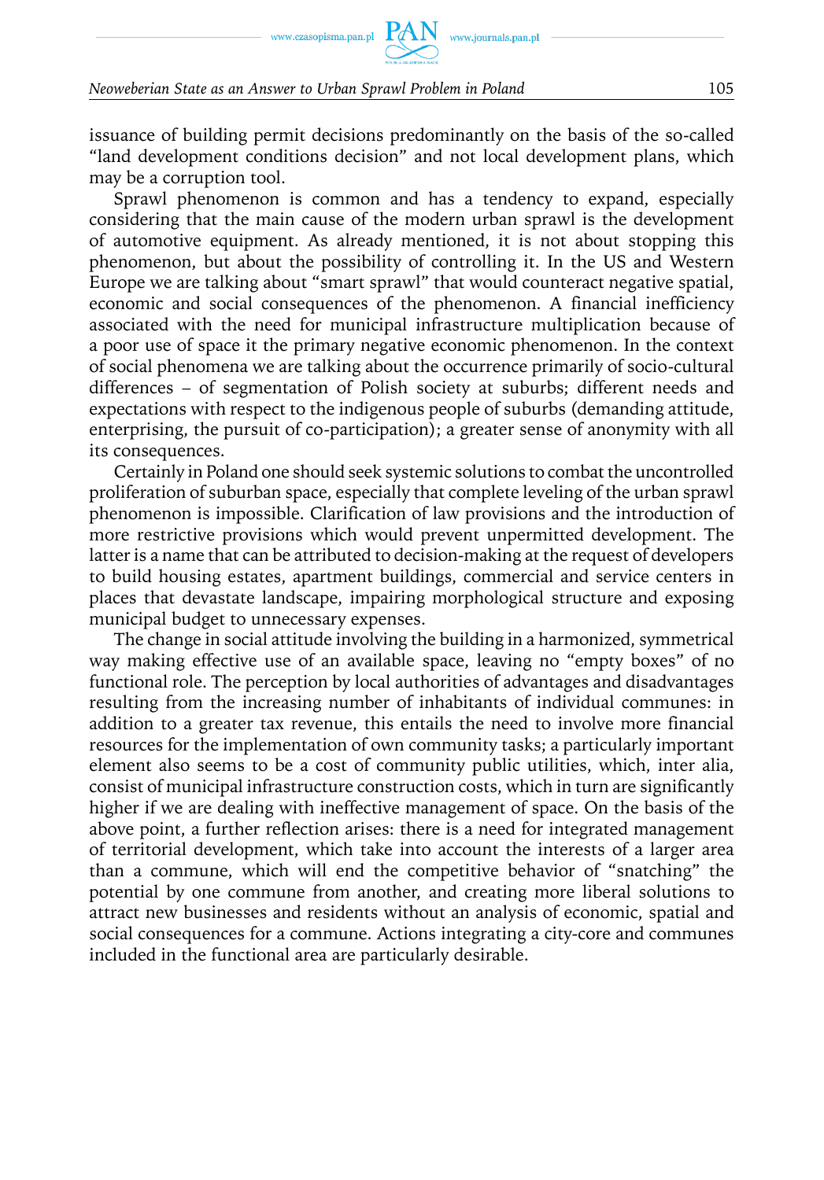issuance of building permit decisions predominantly on the basis of the so-called "land development conditions decision" and not local development plans, which may be a corruption tool.

Sprawl phenomenon is common and has a tendency to expand, especially considering that the main cause of the modern urban sprawl is the development of automotive equipment. As already mentioned, it is not about stopping this phenomenon, but about the possibility of controlling it. In the US and Western Europe we are talking about "smart sprawl" that would counteract negative spatial, economic and social consequences of the phenomenon. A financial inefficiency associated with the need for municipal infrastructure multiplication because of a poor use of space it the primary negative economic phenomenon. In the context of social phenomena we are talking about the occurrence primarily of socio-cultural differences – of segmentation of Polish society at suburbs; different needs and expectations with respect to the indigenous people of suburbs (demanding attitude, enterprising, the pursuit of co-participation); a greater sense of anonymity with all its consequences.

Certainly in Poland one should seek systemic solutions to combat the uncontrolled proliferation of suburban space, especially that complete leveling of the urban sprawl phenomenon is impossible. Clarification of law provisions and the introduction of more restrictive provisions which would prevent unpermitted development. The latter is a name that can be attributed to decision-making at the request of developers to build housing estates, apartment buildings, commercial and service centers in places that devastate landscape, impairing morphological structure and exposing municipal budget to unnecessary expenses.

The change in social attitude involving the building in a harmonized, symmetrical way making effective use of an available space, leaving no "empty boxes" of no functional role. The perception by local authorities of advantages and disadvantages resulting from the increasing number of inhabitants of individual communes: in addition to a greater tax revenue, this entails the need to involve more financial resources for the implementation of own community tasks; a particularly important element also seems to be a cost of community public utilities, which, inter alia, consist of municipal infrastructure construction costs, which in turn are significantly higher if we are dealing with ineffective management of space. On the basis of the above point, a further reflection arises: there is a need for integrated management of territorial development, which take into account the interests of a larger area than a commune, which will end the competitive behavior of "snatching" the potential by one commune from another, and creating more liberal solutions to attract new businesses and residents without an analysis of economic, spatial and social consequences for a commune. Actions integrating a city-core and communes included in the functional area are particularly desirable.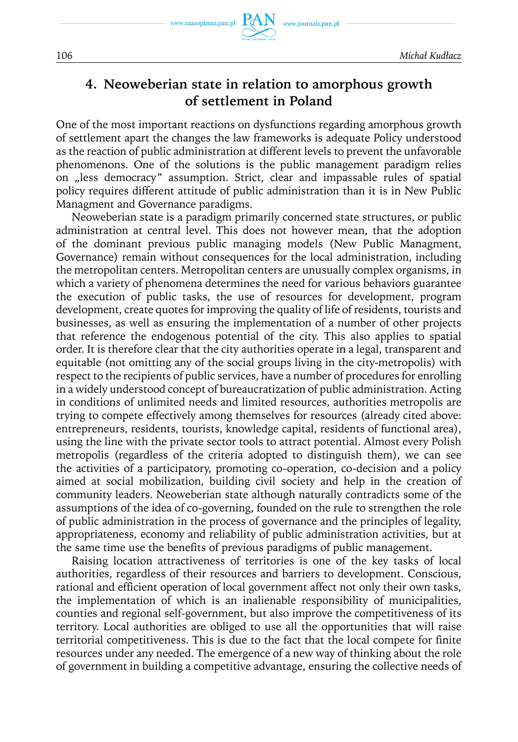## 4. Neoweberian state in relation to amorphous growth of settlement in Poland

One of the most important reactions on dysfunctions regarding amorphous growth of settlement apart the changes the law frameworks is adequate Policy understood as the reaction of public administration at different levels to prevent the unfavorable phenomenons. One of the solutions is the public management paradigm relies on „less democracy" assumption. Strict, clear and impassable rules of spatial policy requires different attitude of public administration than it is in New Public Managment and Governance paradigms.

Neoweberian state is a paradigm primarily concerned state structures, or public administration at central level. This does not however mean, that the adoption of the dominant previous public managing models (New Public Managment, Governance) remain without consequences for the local administration, including the metropolitan centers. Metropolitan centers are unusually complex organisms, in which a variety of phenomena determines the need for various behaviors guarantee the execution of public tasks, the use of resources for development, program development, create quotes for improving the quality of life of residents, tourists and businesses, as well as ensuring the implementation of a number of other projects that reference the endogenous potential of the city. This also applies to spatial order. It is therefore clear that the city authorities operate in a legal, transparent and equitable (not omitting any of the social groups living in the city-metropolis) with respect to the recipients of public services, have a number of procedures for enrolling in a widely understood concept of bureaucratization of public administration. Acting in conditions of unlimited needs and limited resources, authorities metropolis are trying to compete effectively among themselves for resources (already cited above: entrepreneurs, residents, tourists, knowledge capital, residents of functional area), using the line with the private sector tools to attract potential. Almost every Polish metropolis (regardless of the criteria adopted to distinguish them), we can see the activities of a participatory, promoting co-operation, co-decision and a policy aimed at social mobilization, building civil society and help in the creation of community leaders. Neoweberian state although naturally contradicts some of the assumptions of the idea of co-governing, founded on the rule to strengthen the role of public administration in the process of governance and the principles of legality, appropriateness, economy and reliability of public administration activities, but at the same time use the benefits of previous paradigms of public management.

Raising location attractiveness of territories is one of the key tasks of local authorities, regardless of their resources and barriers to development. Conscious, rational and efficient operation of local government affect not only their own tasks, the implementation of which is an inalienable responsibility of municipalities, counties and regional self-government, but also improve the competitiveness of its territory. Local authorities are obliged to use all the opportunities that will raise territorial competitiveness. This is due to the fact that the local compete for finite resources under any needed. The emergence of a new way of thinking about the role of government in building a competitive advantage, ensuring the collective needs of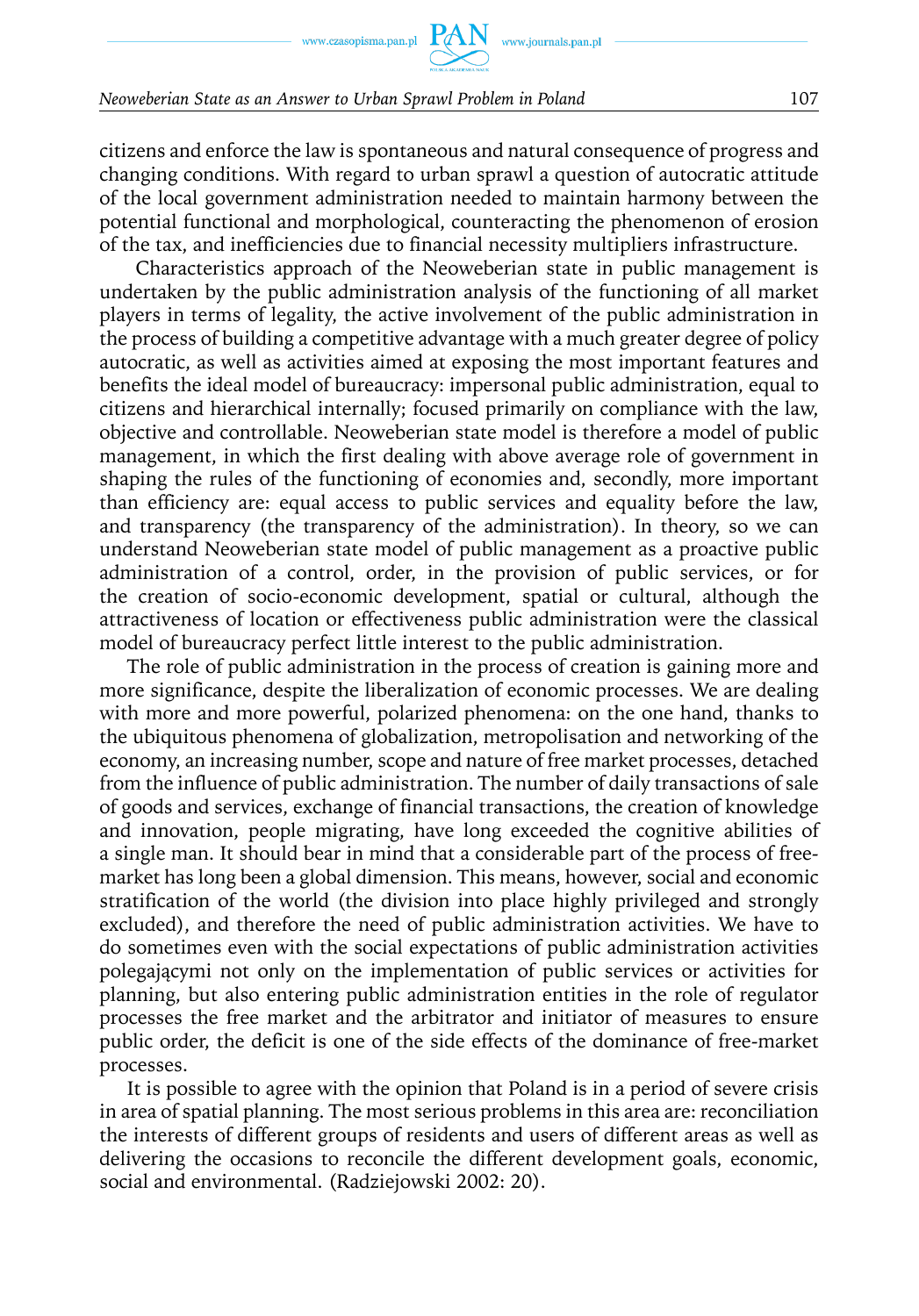citizens and enforce the law is spontaneous and natural consequence of progress and changing conditions. With regard to urban sprawl a question of autocratic attitude of the local government administration needed to maintain harmony between the potential functional and morphological, counteracting the phenomenon of erosion of the tax, and inefficiencies due to financial necessity multipliers infrastructure.

Characteristics approach of the Neoweberian state in public management is undertaken by the public administration analysis of the functioning of all market players in terms of legality, the active involvement of the public administration in the process of building a competitive advantage with a much greater degree of policy autocratic, as well as activities aimed at exposing the most important features and benefits the ideal model of bureaucracy: impersonal public administration, equal to citizens and hierarchical internally; focused primarily on compliance with the law, objective and controllable. Neoweberian state model is therefore a model of public management, in which the first dealing with above average role of government in shaping the rules of the functioning of economies and, secondly, more important than efficiency are: equal access to public services and equality before the law, and transparency (the transparency of the administration). In theory, so we can understand Neoweberian state model of public management as a proactive public administration of a control, order, in the provision of public services, or for the creation of socio-economic development, spatial or cultural, although the attractiveness of location or effectiveness public administration were the classical model of bureaucracy perfect little interest to the public administration.

The role of public administration in the process of creation is gaining more and more significance, despite the liberalization of economic processes. We are dealing with more and more powerful, polarized phenomena: on the one hand, thanks to the ubiquitous phenomena of globalization, metropolisation and networking of the economy, an increasing number, scope and nature of free market processes, detached from the influence of public administration. The number of daily transactions of sale of goods and services, exchange of financial transactions, the creation of knowledge and innovation, people migrating, have long exceeded the cognitive abilities of a single man. It should bear in mind that a considerable part of the process of free-market has long been a global dimension. This means, however, social and economic stratification of the world (the division into place highly privileged and strongly excluded), and therefore the need of public administration activities. We have to do sometimes even with the social expectations of public administration activities polegającymi not only on the implementation of public services or activities for planning, but also entering public administration entities in the role of regulator processes the free market and the arbitrator and initiator of measures to ensure public order, the deficit is one of the side effects of the dominance of free-market processes.

It is possible to agree with the opinion that Poland is in a period of severe crisis in area of spatial planning. The most serious problems in this area are: reconciliation the interests of different groups of residents and users of different areas as well as delivering the occasions to reconcile the different development goals, economic, social and environmental. (Radziejowski 2002: 20).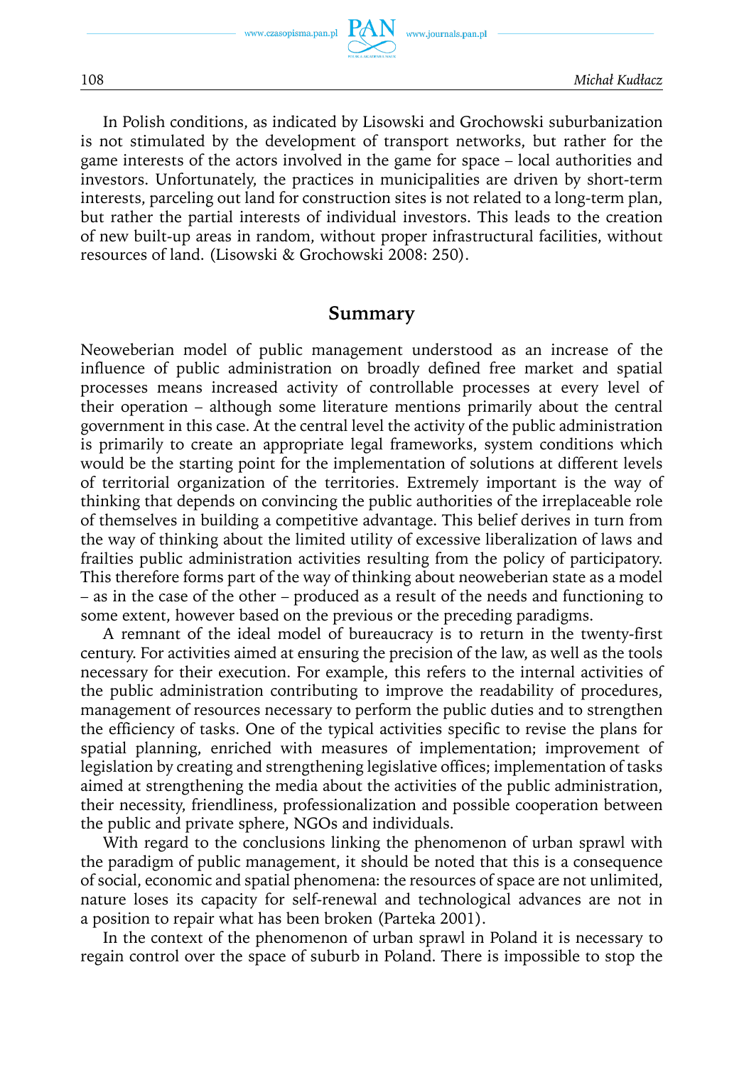In Polish conditions, as indicated by Lisowski and Grochowski suburbanization is not stimulated by the development of transport networks, but rather for the game interests of the actors involved in the game for space – local authorities and investors. Unfortunately, the practices in municipalities are driven by short-term interests, parceling out land for construction sites is not related to a long-term plan, but rather the partial interests of individual investors. This leads to the creation of new built-up areas in random, without proper infrastructural facilities, without resources of land. (Lisowski & Grochowski 2008: 250).

## Summary

Neoweberian model of public management understood as an increase of the influence of public administration on broadly defined free market and spatial processes means increased activity of controllable processes at every level of their operation – although some literature mentions primarily about the central government in this case. At the central level the activity of the public administration is primarily to create an appropriate legal frameworks, system conditions which would be the starting point for the implementation of solutions at different levels of territorial organization of the territories. Extremely important is the way of thinking that depends on convincing the public authorities of the irreplaceable role of themselves in building a competitive advantage. This belief derives in turn from the way of thinking about the limited utility of excessive liberalization of laws and frailties public administration activities resulting from the policy of participatory. This therefore forms part of the way of thinking about neoweberian state as a model – as in the case of the other – produced as a result of the needs and functioning to some extent, however based on the previous or the preceding paradigms.

A remnant of the ideal model of bureaucracy is to return in the twenty-first century. For activities aimed at ensuring the precision of the law, as well as the tools necessary for their execution. For example, this refers to the internal activities of the public administration contributing to improve the readability of procedures, management of resources necessary to perform the public duties and to strengthen the efficiency of tasks. One of the typical activities specific to revise the plans for spatial planning, enriched with measures of implementation; improvement of legislation by creating and strengthening legislative offices; implementation of tasks aimed at strengthening the media about the activities of the public administration, their necessity, friendliness, professionalization and possible cooperation between the public and private sphere, NGOs and individuals.

With regard to the conclusions linking the phenomenon of urban sprawl with the paradigm of public management, it should be noted that this is a consequence of social, economic and spatial phenomena: the resources of space are not unlimited, nature loses its capacity for self-renewal and technological advances are not in a position to repair what has been broken (Parteka 2001).

In the context of the phenomenon of urban sprawl in Poland it is necessary to regain control over the space of suburb in Poland. There is impossible to stop the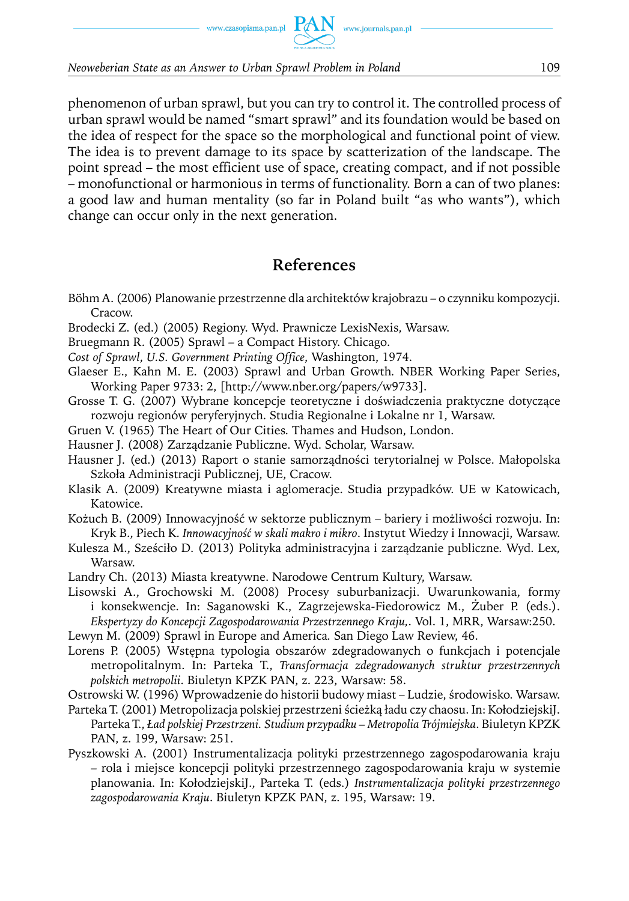phenomenon of urban sprawl, but you can try to control it. The controlled process of urban sprawl would be named "smart sprawl" and its foundation would be based on the idea of respect for the space so the morphological and functional point of view. The idea is to prevent damage to its space by scatterization of the landscape. The point spread – the most efficient use of space, creating compact, and if not possible – monofunctional or harmonious in terms of functionality. Born a can of two planes: a good law and human mentality (so far in Poland built "as who wants"), which change can occur only in the next generation.

## References

Böhm A. (2006) Planowanie przestrzenne dla architektów krajobrazu – o czynniku kompozycji. Cracow.

Brodecki Z. (ed.) (2005) Regiony. Wyd. Prawnicze LexisNexis, Warsaw.

Bruegmann R. (2005) Sprawl – a Compact History. Chicago.

*Cost of Sprawl*, *U.S. Government Printing Office*, Washington, 1974.

Glaeser E., Kahn M. E. (2003) Sprawl and Urban Growth. NBER Working Paper Series, Working Paper 9733: 2, [http://www.nber.org/papers/w9733].

Grosse T. G. (2007) Wybrane koncepcje teoretyczne i doświadczenia praktyczne dotyczące rozwoju regionów peryferyjnych. Studia Regionalne i Lokalne nr 1, Warsaw.

Gruen V. (1965) The Heart of Our Cities. Thames and Hudson, London.

Hausner J. (2008) Zarządzanie Publiczne. Wyd. Scholar, Warsaw.

Hausner J. (ed.) (2013) Raport o stanie samorządności terytorialnej w Polsce. Małopolska Szkoła Administracji Publicznej, UE, Cracow.

Klasik A. (2009) Kreatywne miasta i aglomeracje. Studia przypadków. UE w Katowicach, Katowice.

Kożuch B. (2009) Innowacyjność w sektorze publicznym – bariery i możliwości rozwoju. In: Kryk B., Piech K. *Innowacyjność w skali makro i mikro*. Instytut Wiedzy i Innowacji, Warsaw.

Kulesza M., Sześciło D. (2013) Polityka administracyjna i zarządzanie publiczne. Wyd. Lex, Warsaw.

Landry Ch. (2013) Miasta kreatywne. Narodowe Centrum Kultury, Warsaw.

Lisowski A., Grochowski M. (2008) Procesy suburbanizacji. Uwarunkowania, formy i konsekwencje. In: Saganowski K., Zagrzejewska-Fiedorowicz M., Żuber P. (eds.). *Ekspertyzy do Koncepcji Zagospodarowania Przestrzennego Kraju,*. Vol. 1, MRR, Warsaw:250.

Lewyn M. (2009) Sprawl in Europe and America. San Diego Law Review, 46.

Lorens P. (2005) Wstępna typologia obszarów zdegradowanych o funkcjach i potencjale metropolitalnym. In: Parteka T., *Transformacja zdegradowanych struktur przestrzennych polskich metropolii*. Biuletyn KPZK PAN, z. 223, Warsaw: 58.

Ostrowski W. (1996) Wprowadzenie do historii budowy miast – Ludzie, środowisko. Warsaw.

Parteka T. (2001) Metropolizacja polskiej przestrzeni ścieżką ładu czy chaosu. In: KołodziejskiJ. Parteka T., *Ład polskiej Przestrzeni. Studium przypadku – Metropolia Trójmiejska*. Biuletyn KPZK PAN, z. 199, Warsaw: 251.

Pyszkowski A. (2001) Instrumentalizacja polityki przestrzennego zagospodarowania kraju – rola i miejsce koncepcji polityki przestrzennego zagospodarowania kraju w systemie planowania. In: KołodziejskiJ., Parteka T. (eds.) *Instrumentalizacja polityki przestrzennego zagospodarowania Kraju*. Biuletyn KPZK PAN, z. 195, Warsaw: 19.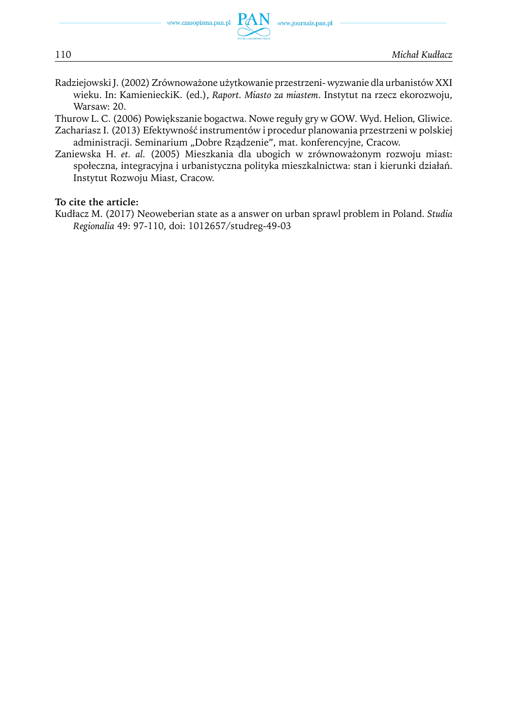Radziejowski J. (2002) Zrównoważone użytkowanie przestrzeni- wyzwanie dla urbanistów XXI wieku. In: KamienieckiK. (ed.), *Raport. Miasto za miastem*. Instytut na rzecz ekorozwoju, Warsaw: 20.

Thurow L. C. (2006) Powiększanie bogactwa. Nowe reguły gry w GOW. Wyd. Helion, Gliwice.

Zachariasz I. (2013) Efektywność instrumentów i procedur planowania przestrzeni w polskiej administracji. Seminarium „Dobre Rządzenie", mat. konferencyjne, Cracow.

Zaniewska H. *et. al.* (2005) Mieszkania dla ubogich w zrównoważonym rozwoju miast: społeczna, integracyjna i urbanistyczna polityka mieszkalnictwa: stan i kierunki działań. Instytut Rozwoju Miast, Cracow.

**To cite the article:**

Kudłacz M. (2017) Neoweberian state as a answer on urban sprawl problem in Poland. *Studia Regionalia* 49: 97-110, doi: 1012657/studreg-49-03